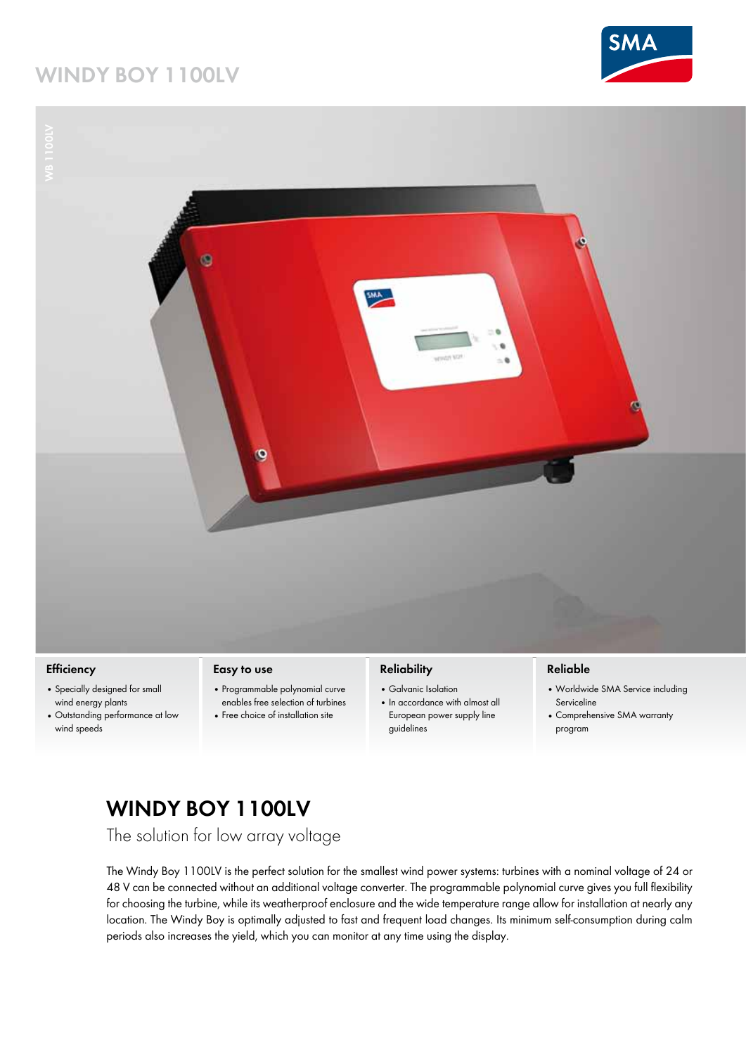# WINDY BOY 1100LV

### Efficiency

- Specially designed for small wind energy plants
- Outstanding performance at low wind speeds

### Easy to use

- Programmable polynomial curve enables free selection of turbines
- Free choice of installation site

### Reliability

- Galvanic Isolation
- In accordance with almost all European power supply line guidelines

### Reliable

- Worldwide SMA Service including Serviceline
- Comprehensive SMA warranty program

## WINDY BOY 1100LV

The solution for low array voltage

The Windy Boy 1100LV is the perfect solution for the smallest wind power systems: turbines with a nominal voltage of 24 or 48 V can be connected without an additional voltage converter. The programmable polynomial curve gives you full flexibility for choosing the turbine, while its weatherproof enclosure and the wide temperature range allow for installation at nearly any location. The Windy Boy is optimally adjusted to fast and frequent load changes. Its minimum self-consumption during calm periods also increases the yield, which you can monitor at any time using the display.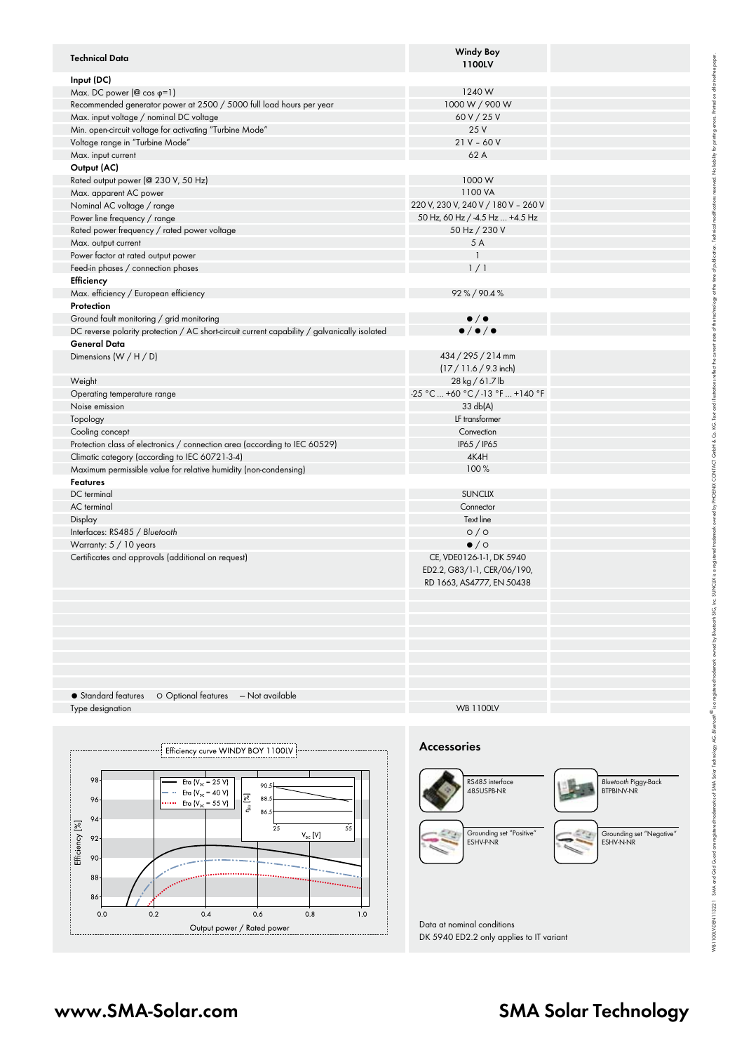| Technical Data | Windy Boy 1100LV | |
|---|---|---|
| **Input (DC)** | | |
| Max. DC power (@ cos φ=1) | 1240 W | |
| Recommended generator power at 2500 / 5000 full load hours per year | 1000 W / 900 W | |
| Max. input voltage / nominal DC voltage | 60 V / 25 V | |
| Min. open-circuit voltage for activating "Turbine Mode" | 25 V | |
| Voltage range in "Turbine Mode" | 21 V – 60 V | |
| Max. input current | 62 A | |
| **Output (AC)** | | |
| Rated output power (@ 230 V, 50 Hz) | 1000 W | |
| Max. apparent AC power | 1100 VA | |
| Nominal AC voltage / range | 220 V, 230 V, 240 V / 180 V – 260 V | |
| Power line frequency / range | 50 Hz, 60 Hz / -4.5 Hz ... +4.5 Hz | |
| Rated power frequency / rated power voltage | 50 Hz / 230 V | |
| Max. output current | 5 A | |
| Power factor at rated output power | 1 | |
| Feed-in phases / connection phases | 1 / 1 | |
| **Efficiency** | | |
| Max. efficiency / European efficiency | 92 % / 90.4 % | |
| **Protection** | | |
| Ground fault monitoring / grid monitoring | ● / ● | |
| DC reverse polarity protection / AC short-circuit current capability / galvanically isolated | ● / ● / ● | |
| **General Data** | | |
| Dimensions (W / H / D) | 434 / 295 / 214 mm (17 / 11.6 / 9.3 inch) | |
| Weight | 28 kg / 61.7 lb | |
| Operating temperature range | -25 °C ... +60 °C / -13 °F ... +140 °F | |
| Noise emission | 33 db(A) | |
| Topology | LF transformer | |
| Cooling concept | Convection | |
| Protection class of electronics / connection area (according to IEC 60529) | IP65 / IP65 | |
| Climatic category (according to IEC 60721-3-4) | 4K4H | |
| Maximum permissible value for relative humidity (non-condensing) | 100 % | |
| **Features** | | |
| DC terminal | SUNCLIX | |
| AC terminal | Connector | |
| Display | Text line | |
| Interfaces: RS485 / *Bluetooth* | ○ / ○ | |
| Warranty: 5 / 10 years | ● / ○ | |
| Certificates and approvals (additional on request) | CE, VDE0126-1-1, DK 5940 ED2.2, G83/1-1, CER/06/190, RD 1663, AS4777, EN 50438 | |
| ● Standard features ○ Optional features – Not available | | |
| Type designation | WB 1100LV | |

Efficiency curve WINDY BOY 1100LV

Efficiency [%]

98
96
94
92
90
88
86

0.0 0.2 0.4 0.6 0.8 1.0

Output power / Rated power

Eta ($V_{DC}$ = 25 V)
Eta ($V_{DC}$ = 40 V)
Eta ($V_{DC}$ = 55 V)

$\eta_{EU}$ [%]
90.5
88.5
86.5
25 55
$V_{DC}$ [V]

## Accessories

RS485 interface
485USPB-NR

*Bluetooth* Piggy-Back
BTPBINV-NR

Grounding set "Positive"
ESHV-P-NR

Grounding set "Negative"
ESHV-N-NR

Data at nominal conditions
DK 5940 ED2.2 only applies to IT variant

**www.SMA-Solar.com**

**SMA Solar Technology**